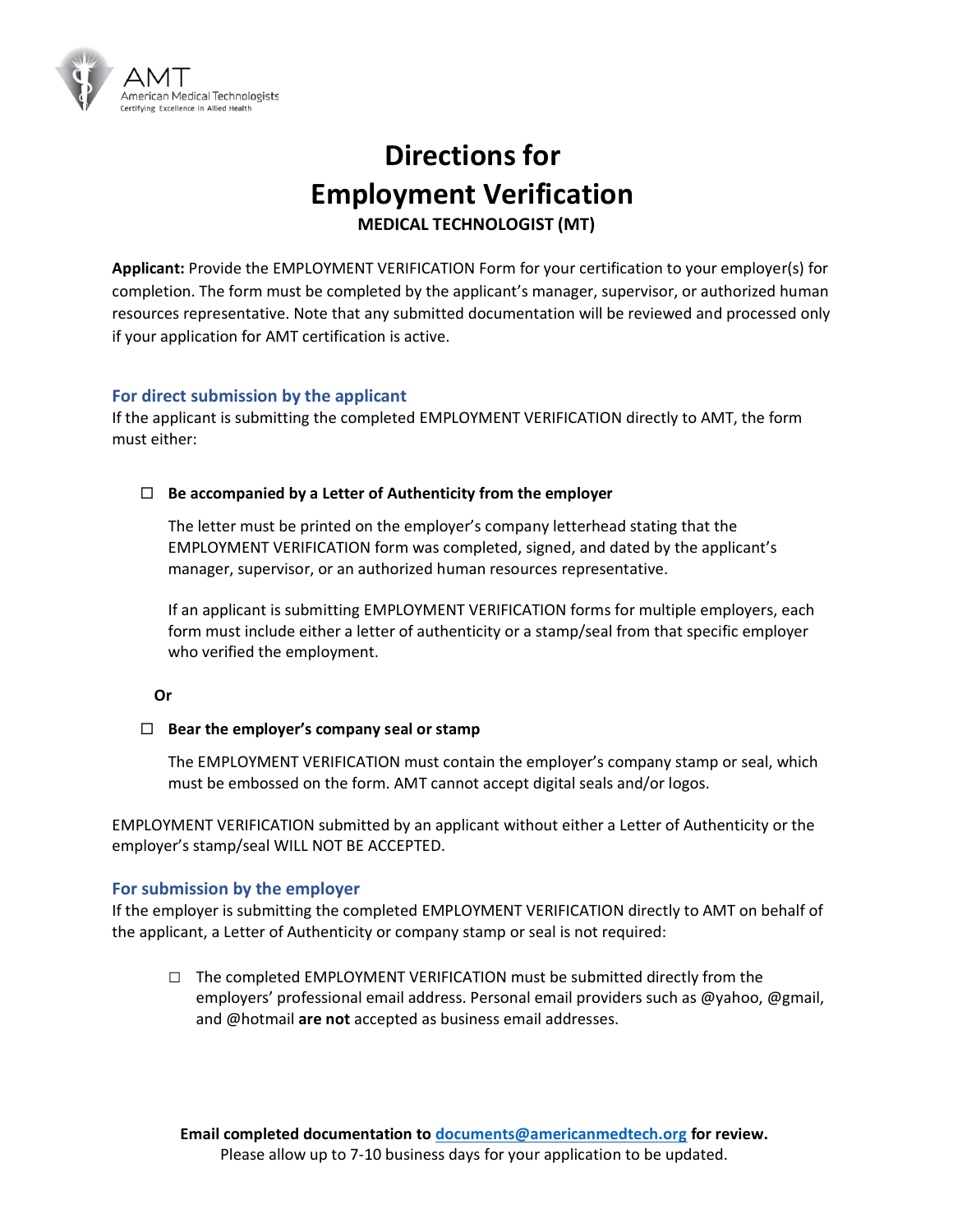AMT
American Medical Technologists
Certifying Excellence in Allied Health

# Directions for Employment Verification

### MEDICAL TECHNOLOGIST (MT)

**Applicant:** Provide the EMPLOYMENT VERIFICATION Form for your certification to your employer(s) for completion. The form must be completed by the applicant's manager, supervisor, or authorized human resources representative. Note that any submitted documentation will be reviewed and processed only if your application for AMT certification is active.

## For direct submission by the applicant

If the applicant is submitting the completed EMPLOYMENT VERIFICATION directly to AMT, the form must either:

- ☐ **Be accompanied by a Letter of Authenticity from the employer**

  The letter must be printed on the employer's company letterhead stating that the EMPLOYMENT VERIFICATION form was completed, signed, and dated by the applicant's manager, supervisor, or an authorized human resources representative.

  If an applicant is submitting EMPLOYMENT VERIFICATION forms for multiple employers, each form must include either a letter of authenticity or a stamp/seal from that specific employer who verified the employment.

**Or**

- ☐ **Bear the employer's company seal or stamp**

  The EMPLOYMENT VERIFICATION must contain the employer's company stamp or seal, which must be embossed on the form. AMT cannot accept digital seals and/or logos.

EMPLOYMENT VERIFICATION submitted by an applicant without either a Letter of Authenticity or the employer's stamp/seal WILL NOT BE ACCEPTED.

## For submission by the employer

If the employer is submitting the completed EMPLOYMENT VERIFICATION directly to AMT on behalf of the applicant, a Letter of Authenticity or company stamp or seal is not required:

- ☐ The completed EMPLOYMENT VERIFICATION must be submitted directly from the employers' professional email address. Personal email providers such as @yahoo, @gmail, and @hotmail **are not** accepted as business email addresses.

**Email completed documentation to [documents@americanmedtech.org](mailto:documents@americanmedtech.org) for review.**
Please allow up to 7-10 business days for your application to be updated.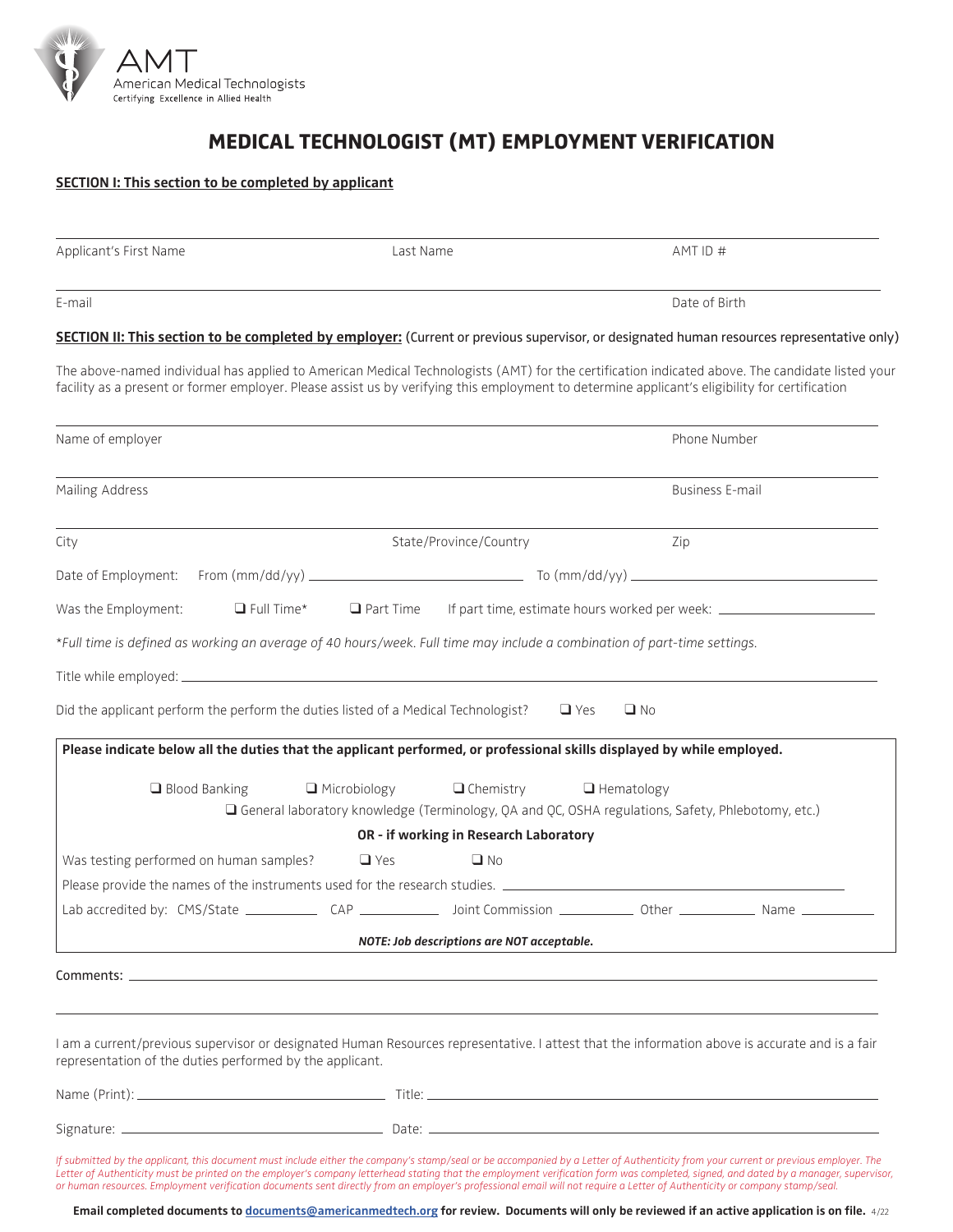AMT
American Medical Technologists
Certifying Excellence in Allied Health

# MEDICAL TECHNOLOGIST (MT) EMPLOYMENT VERIFICATION

**SECTION I: This section to be completed by applicant**

Applicant's First Name ____________ Last Name ____________ AMT ID # ____________

E-mail ____________ Date of Birth ____________

**SECTION II: This section to be completed by employer:** (Current or previous supervisor, or designated human resources representative only)

The above-named individual has applied to American Medical Technologists (AMT) for the certification indicated above. The candidate listed your facility as a present or former employer. Please assist us by verifying this employment to determine applicant's eligibility for certification

Name of employer ____________ Phone Number ____________

Mailing Address ____________ Business E-mail ____________

City ____________ State/Province/Country ____________ Zip ____________

Date of Employment: From (mm/dd/yy) ____________ To (mm/dd/yy) ____________

Was the Employment: ❑ Full Time* ❑ Part Time If part time, estimate hours worked per week: ____________

*\*Full time is defined as working an average of 40 hours/week. Full time may include a combination of part-time settings.*

Title while employed: ____________

Did the applicant perform the perform the duties listed of a Medical Technologist? ❑ Yes ❑ No

**Please indicate below all the duties that the applicant performed, or professional skills displayed by while employed.**

❑ Blood Banking ❑ Microbiology ❑ Chemistry ❑ Hematology

❑ General laboratory knowledge (Terminology, QA and QC, OSHA regulations, Safety, Phlebotomy, etc.)

**OR - if working in Research Laboratory**

Was testing performed on human samples? ❑ Yes ❑ No

Please provide the names of the instruments used for the research studies. ____________

Lab accredited by: CMS/State ____________ CAP ____________ Joint Commission ____________ Other ____________ Name ____________

***NOTE: Job descriptions are NOT acceptable.***

Comments: ____________

I am a current/previous supervisor or designated Human Resources representative. I attest that the information above is accurate and is a fair representation of the duties performed by the applicant.

Name (Print): ____________ Title: ____________

Signature: ____________ Date: ____________

*If submitted by the applicant, this document must include either the company's stamp/seal or be accompanied by a Letter of Authenticity from your current or previous employer. The Letter of Authenticity must be printed on the employer's company letterhead stating that the employment verification form was completed, signed, and dated by a manager, supervisor, or human resources. Employment verification documents sent directly from an employer's professional email will not require a Letter of Authenticity or company stamp/seal.*

**Email completed documents to documents@americanmedtech.org for review. Documents will only be reviewed if an active application is on file.** 4/22